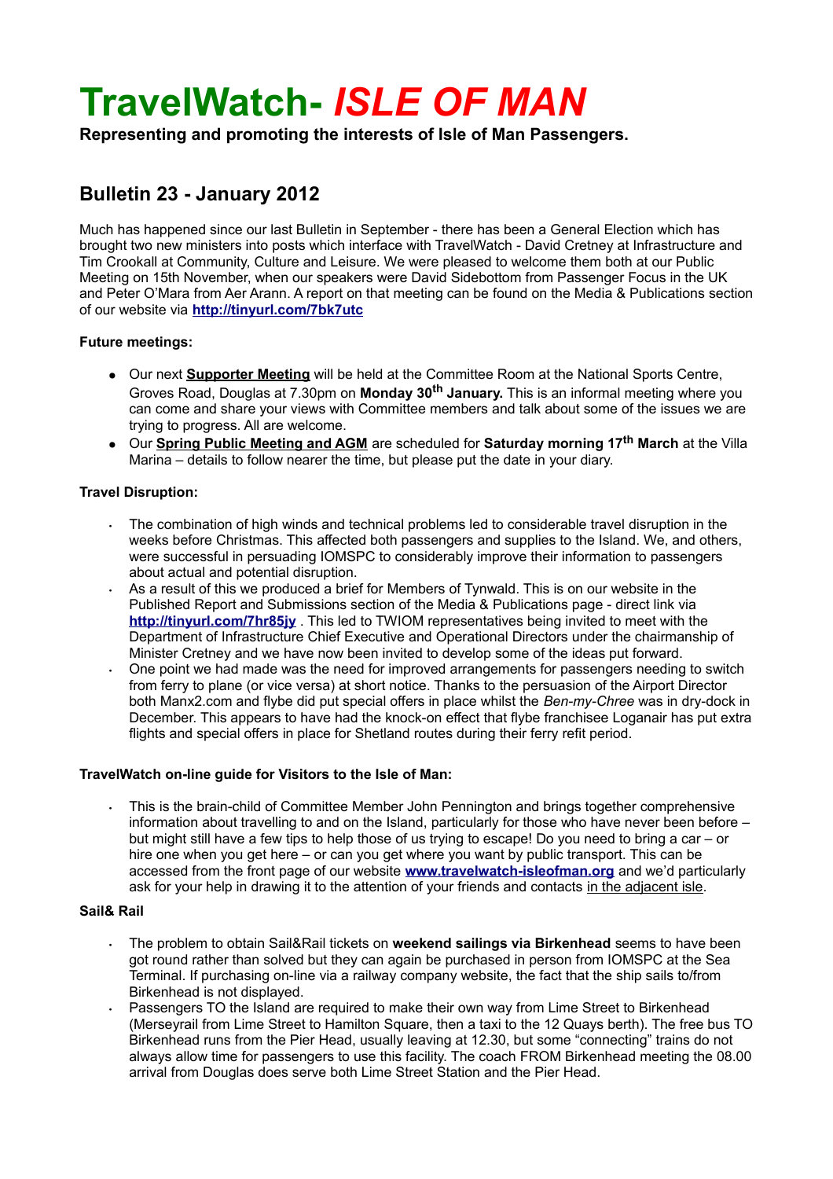# TravelWatch- *ISLE OF MAN*

**Representing and promoting the interests of Isle of Man Passengers.**

## Bulletin 23 - January 2012

Much has happened since our last Bulletin in September - there has been a General Election which has brought two new ministers into posts which interface with TravelWatch - David Cretney at Infrastructure and Tim Crookall at Community, Culture and Leisure. We were pleased to welcome them both at our Public Meeting on 15th November, when our speakers were David Sidebottom from Passenger Focus in the UK and Peter O'Mara from Aer Arann. A report on that meeting can be found on the Media & Publications section of our website via **http://tinyurl.com/7bk7utc**

**Future meetings:**

- Our next **Supporter Meeting** will be held at the Committee Room at the National Sports Centre, Groves Road, Douglas at 7.30pm on **Monday 30th January.** This is an informal meeting where you can come and share your views with Committee members and talk about some of the issues we are trying to progress. All are welcome.
- Our **Spring Public Meeting and AGM** are scheduled for **Saturday morning 17th March** at the Villa Marina – details to follow nearer the time, but please put the date in your diary.

**Travel Disruption:**

- The combination of high winds and technical problems led to considerable travel disruption in the weeks before Christmas. This affected both passengers and supplies to the Island. We, and others, were successful in persuading IOMSPC to considerably improve their information to passengers about actual and potential disruption.
- As a result of this we produced a brief for Members of Tynwald. This is on our website in the Published Report and Submissions section of the Media & Publications page - direct link via **http://tinyurl.com/7hr85jy** . This led to TWIOM representatives being invited to meet with the Department of Infrastructure Chief Executive and Operational Directors under the chairmanship of Minister Cretney and we have now been invited to develop some of the ideas put forward.
- One point we had made was the need for improved arrangements for passengers needing to switch from ferry to plane (or vice versa) at short notice. Thanks to the persuasion of the Airport Director both Manx2.com and flybe did put special offers in place whilst the *Ben-my-Chree* was in dry-dock in December. This appears to have had the knock-on effect that flybe franchisee Loganair has put extra flights and special offers in place for Shetland routes during their ferry refit period.

**TravelWatch on-line guide for Visitors to the Isle of Man:**

- This is the brain-child of Committee Member John Pennington and brings together comprehensive information about travelling to and on the Island, particularly for those who have never been before – but might still have a few tips to help those of us trying to escape! Do you need to bring a car – or hire one when you get here – or can you get where you want by public transport. This can be accessed from the front page of our website **www.travelwatch-isleofman.org** and we'd particularly ask for your help in drawing it to the attention of your friends and contacts in the adjacent isle.

**Sail& Rail**

- The problem to obtain Sail&Rail tickets on **weekend sailings via Birkenhead** seems to have been got round rather than solved but they can again be purchased in person from IOMSPC at the Sea Terminal. If purchasing on-line via a railway company website, the fact that the ship sails to/from Birkenhead is not displayed.
- Passengers TO the Island are required to make their own way from Lime Street to Birkenhead (Merseyrail from Lime Street to Hamilton Square, then a taxi to the 12 Quays berth). The free bus TO Birkenhead runs from the Pier Head, usually leaving at 12.30, but some "connecting" trains do not always allow time for passengers to use this facility. The coach FROM Birkenhead meeting the 08.00 arrival from Douglas does serve both Lime Street Station and the Pier Head.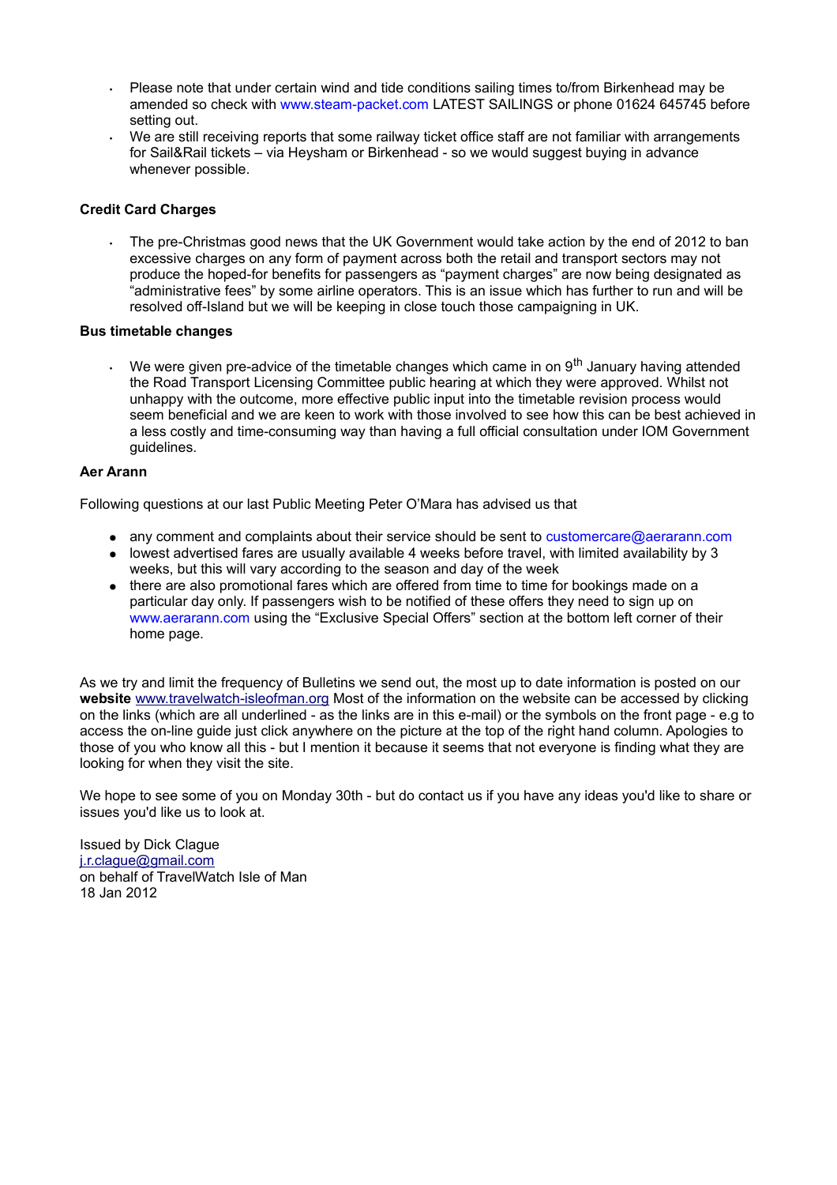- Please note that under certain wind and tide conditions sailing times to/from Birkenhead may be amended so check with www.steam-packet.com LATEST SAILINGS or phone 01624 645745 before setting out.
- We are still receiving reports that some railway ticket office staff are not familiar with arrangements for Sail&Rail tickets – via Heysham or Birkenhead - so we would suggest buying in advance whenever possible.

**Credit Card Charges**

- The pre-Christmas good news that the UK Government would take action by the end of 2012 to ban excessive charges on any form of payment across both the retail and transport sectors may not produce the hoped-for benefits for passengers as "payment charges" are now being designated as "administrative fees" by some airline operators. This is an issue which has further to run and will be resolved off-Island but we will be keeping in close touch those campaigning in UK.

**Bus timetable changes**

- We were given pre-advice of the timetable changes which came in on 9th January having attended the Road Transport Licensing Committee public hearing at which they were approved. Whilst not unhappy with the outcome, more effective public input into the timetable revision process would seem beneficial and we are keen to work with those involved to see how this can be best achieved in a less costly and time-consuming way than having a full official consultation under IOM Government guidelines.

**Aer Arann**

Following questions at our last Public Meeting Peter O'Mara has advised us that

- any comment and complaints about their service should be sent to customercare@aerarann.com
- lowest advertised fares are usually available 4 weeks before travel, with limited availability by 3 weeks, but this will vary according to the season and day of the week
- there are also promotional fares which are offered from time to time for bookings made on a particular day only. If passengers wish to be notified of these offers they need to sign up on www.aerarann.com using the "Exclusive Special Offers" section at the bottom left corner of their home page.

As we try and limit the frequency of Bulletins we send out, the most up to date information is posted on our **website** www.travelwatch-isleofman.org Most of the information on the website can be accessed by clicking on the links (which are all underlined - as the links are in this e-mail) or the symbols on the front page - e.g to access the on-line guide just click anywhere on the picture at the top of the right hand column. Apologies to those of you who know all this - but I mention it because it seems that not everyone is finding what they are looking for when they visit the site.

We hope to see some of you on Monday 30th - but do contact us if you have any ideas you'd like to share or issues you'd like us to look at.

Issued by Dick Clague
j.r.clague@gmail.com
on behalf of TravelWatch Isle of Man
18 Jan 2012